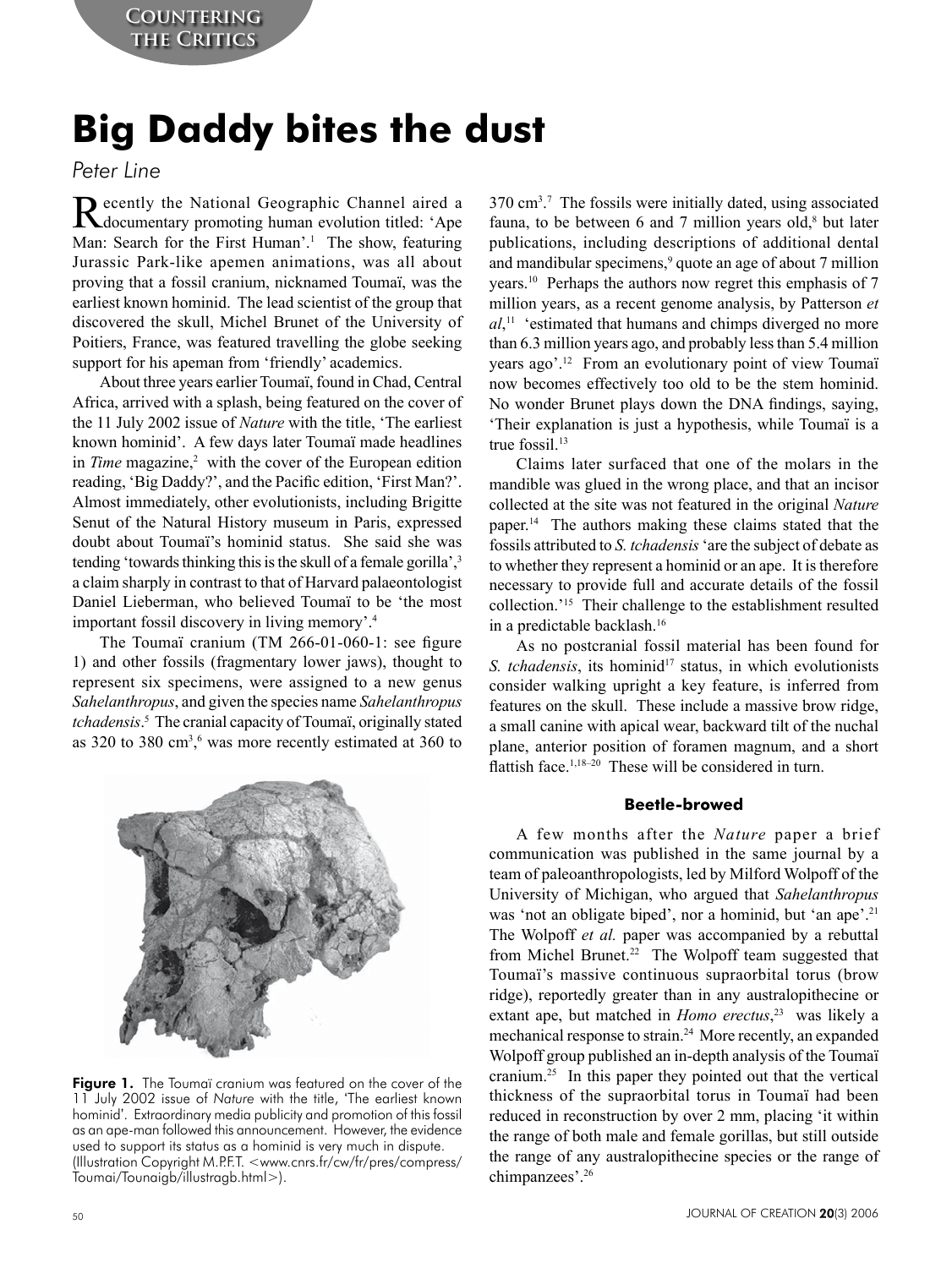Countering the Critics

# Big Daddy bites the dust

*Peter Line*

Recently the National Geographic Channel aired a documentary promoting human evolution titled: 'Ape Man: Search for the First Human'.[1] The show, featuring Jurassic Park-like apemen animations, was all about proving that a fossil cranium, nicknamed Toumaï, was the earliest known hominid. The lead scientist of the group that discovered the skull, Michel Brunet of the University of Poitiers, France, was featured travelling the globe seeking support for his apeman from 'friendly' academics.

About three years earlier Toumaï, found in Chad, Central Africa, arrived with a splash, being featured on the cover of the 11 July 2002 issue of *Nature* with the title, 'The earliest known hominid'. A few days later Toumaï made headlines in *Time* magazine,[2] with the cover of the European edition reading, 'Big Daddy?', and the Pacific edition, 'First Man?'. Almost immediately, other evolutionists, including Brigitte Senut of the Natural History museum in Paris, expressed doubt about Toumaï's hominid status. She said she was tending 'towards thinking this is the skull of a female gorilla',[3] a claim sharply in contrast to that of Harvard palaeontologist Daniel Lieberman, who believed Toumaï to be 'the most important fossil discovery in living memory'.[4]

The Toumaï cranium (TM 266-01-060-1: see figure 1) and other fossils (fragmentary lower jaws), thought to represent six specimens, were assigned to a new genus *Sahelanthropus*, and given the species name *Sahelanthropus tchadensis*.[5] The cranial capacity of Toumaï, originally stated as 320 to 380 $cm^3$,[6] was more recently estimated at 360 to 370 $cm^3$.[7] The fossils were initially dated, using associated fauna, to be between 6 and 7 million years old,[8] but later publications, including descriptions of additional dental and mandibular specimens,[9] quote an age of about 7 million years.[10] Perhaps the authors now regret this emphasis of 7 million years, as a recent genome analysis, by Patterson *et al*,[11] 'estimated that humans and chimps diverged no more than 6.3 million years ago, and probably less than 5.4 million years ago'.[12] From an evolutionary point of view Toumaï now becomes effectively too old to be the stem hominid. No wonder Brunet plays down the DNA findings, saying, 'Their explanation is just a hypothesis, while Toumaï is a true fossil.[13]

Claims later surfaced that one of the molars in the mandible was glued in the wrong place, and that an incisor collected at the site was not featured in the original *Nature* paper.[14] The authors making these claims stated that the fossils attributed to *S. tchadensis* 'are the subject of debate as to whether they represent a hominid or an ape. It is therefore necessary to provide full and accurate details of the fossil collection.'[15] Their challenge to the establishment resulted in a predictable backlash.[16]

As no postcranial fossil material has been found for *S. tchadensis*, its hominid[17] status, in which evolutionists consider walking upright a key feature, is inferred from features on the skull. These include a massive brow ridge, a small canine with apical wear, backward tilt of the nuchal plane, anterior position of foramen magnum, and a short flattish face.[1,18–20] These will be considered in turn.

**Figure 1.** The Toumaï cranium was featured on the cover of the 11 July 2002 issue of *Nature* with the title, 'The earliest known hominid'. Extraordinary media publicity and promotion of this fossil as an ape-man followed this announcement. However, the evidence used to support its status as a hominid is very much in dispute. (Illustration Copyright M.P.F.T. <www.cnrs.fr/cw/fr/pres/compress/Toumai/Tounaigb/illustragb.html>).

### Beetle-browed

A few months after the *Nature* paper a brief communication was published in the same journal by a team of paleoanthropologists, led by Milford Wolpoff of the University of Michigan, who argued that *Sahelanthropus* was 'not an obligate biped', nor a hominid, but 'an ape'.[21] The Wolpoff *et al.* paper was accompanied by a rebuttal from Michel Brunet.[22] The Wolpoff team suggested that Toumaï's massive continuous supraorbital torus (brow ridge), reportedly greater than in any australopithecine or extant ape, but matched in *Homo erectus*,[23] was likely a mechanical response to strain.[24] More recently, an expanded Wolpoff group published an in-depth analysis of the Toumaï cranium.[25] In this paper they pointed out that the vertical thickness of the supraorbital torus in Toumaï had been reduced in reconstruction by over 2 mm, placing 'it within the range of both male and female gorillas, but still outside the range of any australopithecine species or the range of chimpanzees'.[26]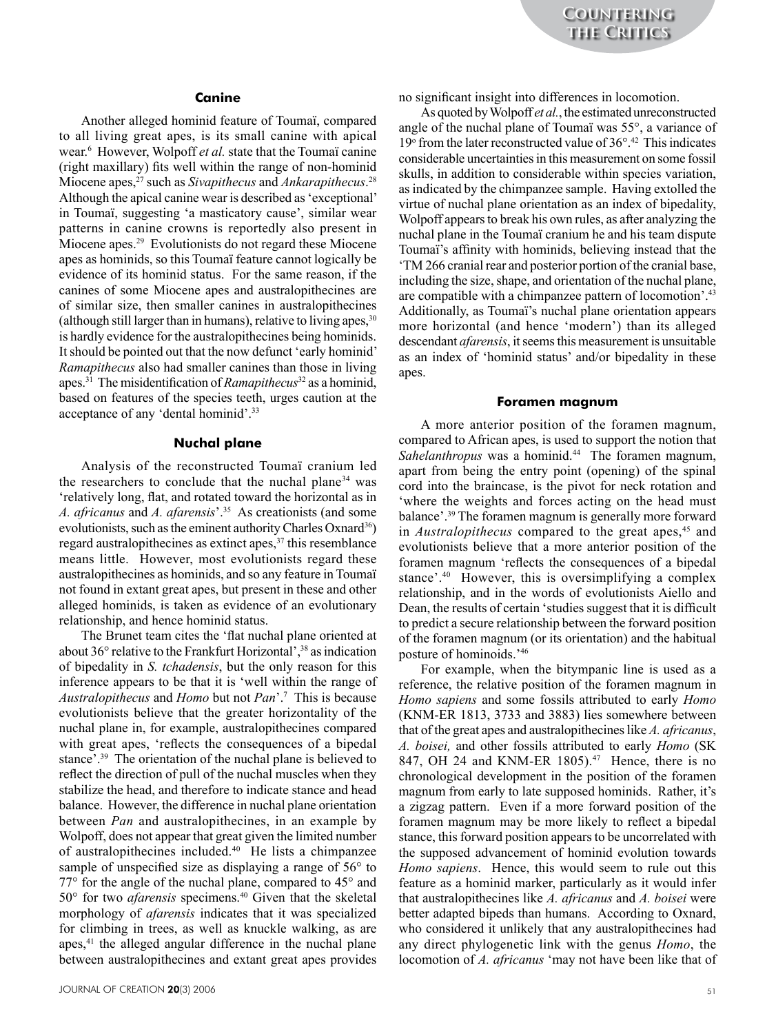### Canine

Another alleged hominid feature of Toumaï, compared to all living great apes, is its small canine with apical wear.[6] However, Wolpoff *et al.* state that the Toumaï canine (right maxillary) fits well within the range of non-hominid Miocene apes,[27] such as *Sivapithecus* and *Ankarapithecus*.[28] Although the apical canine wear is described as 'exceptional' in Toumaï, suggesting 'a masticatory cause', similar wear patterns in canine crowns is reportedly also present in Miocene apes.[29] Evolutionists do not regard these Miocene apes as hominids, so this Toumaï feature cannot logically be evidence of its hominid status. For the same reason, if the canines of some Miocene apes and australopithecines are of similar size, then smaller canines in australopithecines (although still larger than in humans), relative to living apes,[30] is hardly evidence for the australopithecines being hominids. It should be pointed out that the now defunct 'early hominid' *Ramapithecus* also had smaller canines than those in living apes.[31] The misidentification of *Ramapithecus*[32] as a hominid, based on features of the species teeth, urges caution at the acceptance of any 'dental hominid'.[33]

### Nuchal plane

Analysis of the reconstructed Toumaï cranium led the researchers to conclude that the nuchal plane[34] was 'relatively long, flat, and rotated toward the horizontal as in *A. africanus* and *A. afarensis*'.[35] As creationists (and some evolutionists, such as the eminent authority Charles Oxnard[36]) regard australopithecines as extinct apes,[37] this resemblance means little. However, most evolutionists regard these australopithecines as hominids, and so any feature in Toumaï not found in extant great apes, but present in these and other alleged hominids, is taken as evidence of an evolutionary relationship, and hence hominid status.

The Brunet team cites the 'flat nuchal plane oriented at about 36° relative to the Frankfurt Horizontal',[38] as indication of bipedality in *S. tchadensis*, but the only reason for this inference appears to be that it is 'well within the range of *Australopithecus* and *Homo* but not *Pan*'.[7] This is because evolutionists believe that the greater horizontality of the nuchal plane in, for example, australopithecines compared with great apes, 'reflects the consequences of a bipedal stance'.[39] The orientation of the nuchal plane is believed to reflect the direction of pull of the nuchal muscles when they stabilize the head, and therefore to indicate stance and head balance. However, the difference in nuchal plane orientation between *Pan* and australopithecines, in an example by Wolpoff, does not appear that great given the limited number of australopithecines included.[40] He lists a chimpanzee sample of unspecified size as displaying a range of 56° to 77° for the angle of the nuchal plane, compared to 45° and 50° for two *afarensis* specimens.[40] Given that the skeletal morphology of *afarensis* indicates that it was specialized for climbing in trees, as well as knuckle walking, as are apes,[41] the alleged angular difference in the nuchal plane between australopithecines and extant great apes provides no significant insight into differences in locomotion.

As quoted by Wolpoff *et al.*, the estimated unreconstructed angle of the nuchal plane of Toumaï was 55°, a variance of 19° from the later reconstructed value of 36°.[42] This indicates considerable uncertainties in this measurement on some fossil skulls, in addition to considerable within species variation, as indicated by the chimpanzee sample. Having extolled the virtue of nuchal plane orientation as an index of bipedality, Wolpoff appears to break his own rules, as after analyzing the nuchal plane in the Toumaï cranium he and his team dispute Toumaï's affinity with hominids, believing instead that the 'TM 266 cranial rear and posterior portion of the cranial base, including the size, shape, and orientation of the nuchal plane, are compatible with a chimpanzee pattern of locomotion'.[43] Additionally, as Toumaï's nuchal plane orientation appears more horizontal (and hence 'modern') than its alleged descendant *afarensis*, it seems this measurement is unsuitable as an index of 'hominid status' and/or bipedality in these apes.

### Foramen magnum

A more anterior position of the foramen magnum, compared to African apes, is used to support the notion that *Sahelanthropus* was a hominid.[44] The foramen magnum, apart from being the entry point (opening) of the spinal cord into the braincase, is the pivot for neck rotation and 'where the weights and forces acting on the head must balance'.[39] The foramen magnum is generally more forward in *Australopithecus* compared to the great apes,[45] and evolutionists believe that a more anterior position of the foramen magnum 'reflects the consequences of a bipedal stance'.[40] However, this is oversimplifying a complex relationship, and in the words of evolutionists Aiello and Dean, the results of certain 'studies suggest that it is difficult to predict a secure relationship between the forward position of the foramen magnum (or its orientation) and the habitual posture of hominoids.'[46]

For example, when the bitympanic line is used as a reference, the relative position of the foramen magnum in *Homo sapiens* and some fossils attributed to early *Homo* (KNM-ER 1813, 3733 and 3883) lies somewhere between that of the great apes and australopithecines like *A. africanus*, *A. boisei,* and other fossils attributed to early *Homo* (SK 847, OH 24 and KNM-ER 1805).[47] Hence, there is no chronological development in the position of the foramen magnum from early to late supposed hominids. Rather, it's a zigzag pattern. Even if a more forward position of the foramen magnum may be more likely to reflect a bipedal stance, this forward position appears to be uncorrelated with the supposed advancement of hominid evolution towards *Homo sapiens*. Hence, this would seem to rule out this feature as a hominid marker, particularly as it would infer that australopithecines like *A. africanus* and *A. boisei* were better adapted bipeds than humans. According to Oxnard, who considered it unlikely that any australopithecines had any direct phylogenetic link with the genus *Homo*, the locomotion of *A. africanus* 'may not have been like that of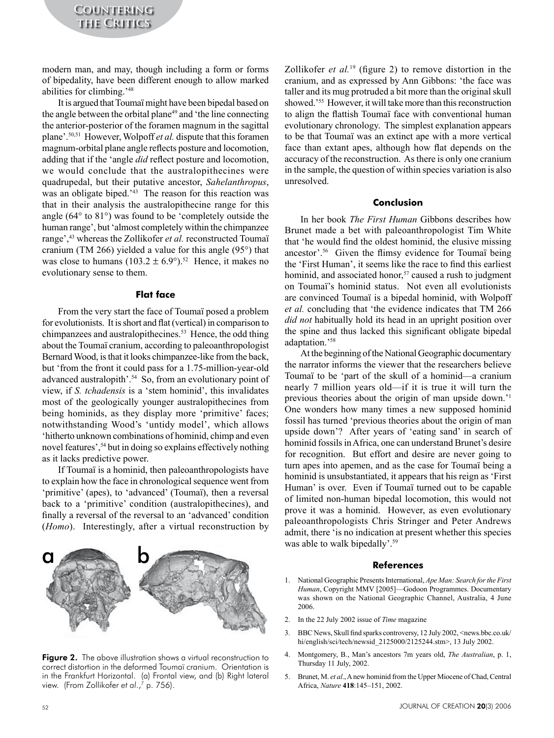modern man, and may, though including a form or forms of bipedality, have been different enough to allow marked abilities for climbing.'[48]

It is argued that Toumaï might have been bipedal based on the angle between the orbital plane[49] and 'the line connecting the anterior-posterior of the foramen magnum in the sagittal plane'.[50,51] However, Wolpoff *et al.* dispute that this foramen magnum-orbital plane angle reflects posture and locomotion, adding that if the 'angle *did* reflect posture and locomotion, we would conclude that the australopithecines were quadrupedal, but their putative ancestor, *Sahelanthropus*, was an obligate biped.'[43] The reason for this reaction was that in their analysis the australopithecine range for this angle (64° to 81°) was found to be 'completely outside the human range', but 'almost completely within the chimpanzee range',[43] whereas the Zollikofer *et al.* reconstructed Toumaï cranium (TM 266) yielded a value for this angle (95°) that was close to humans ($103.2 \pm 6.9°$).[52] Hence, it makes no evolutionary sense to them.

### Flat face

From the very start the face of Toumaï posed a problem for evolutionists. It is short and flat (vertical) in comparison to chimpanzees and australopithecines.[53] Hence, the odd thing about the Toumaï cranium, according to paleoanthropologist Bernard Wood, is that it looks chimpanzee-like from the back, but 'from the front it could pass for a 1.75-million-year-old advanced australopith'.[54] So, from an evolutionary point of view, if *S. tchadensis* is a 'stem hominid', this invalidates most of the geologically younger australopithecines from being hominids, as they display more 'primitive' faces; notwithstanding Wood's 'untidy model', which allows 'hitherto unknown combinations of hominid, chimp and even novel features',[54] but in doing so explains effectively nothing as it lacks predictive power.

If Toumaï is a hominid, then paleoanthropologists have to explain how the face in chronological sequence went from 'primitive' (apes), to 'advanced' (Toumaï), then a reversal back to a 'primitive' condition (australopithecines), and finally a reversal of the reversal to an 'advanced' condition (*Homo*). Interestingly, after a virtual reconstruction by Zollikofer *et al.*[19] (figure 2) to remove distortion in the cranium, and as expressed by Ann Gibbons: 'the face was taller and its mug protruded a bit more than the original skull showed.'[55] However, it will take more than this reconstruction to align the flattish Toumaï face with conventional human evolutionary chronology. The simplest explanation appears to be that Toumaï was an extinct ape with a more vertical face than extant apes, although how flat depends on the accuracy of the reconstruction. As there is only one cranium in the sample, the question of within species variation is also unresolved.

**Figure 2.** The above illustration shows a virtual reconstruction to correct distortion in the deformed Toumaï cranium. Orientation is in the Frankfurt Horizontal. (a) Frontal view, and (b) Right lateral view. (From Zollikofer *et al.*,[7] p. 756).

### Conclusion

In her book *The First Human* Gibbons describes how Brunet made a bet with paleoanthropologist Tim White that 'he would find the oldest hominid, the elusive missing ancestor'.[56] Given the flimsy evidence for Toumaï being the 'First Human', it seems like the race to find this earliest hominid, and associated honor,[57] caused a rush to judgment on Toumaï's hominid status. Not even all evolutionists are convinced Toumaï is a bipedal hominid, with Wolpoff *et al.* concluding that 'the evidence indicates that TM 266 *did not* habitually hold its head in an upright position over the spine and thus lacked this significant obligate bipedal adaptation.'[58]

At the beginning of the National Geographic documentary the narrator informs the viewer that the researchers believe Toumaï to be 'part of the skull of a hominid—a cranium nearly 7 million years old—if it is true it will turn the previous theories about the origin of man upside down.'[1] One wonders how many times a new supposed hominid fossil has turned 'previous theories about the origin of man upside down'? After years of 'eating sand' in search of hominid fossils in Africa, one can understand Brunet's desire for recognition. But effort and desire are never going to turn apes into apemen, and as the case for Toumaï being a hominid is unsubstantiated, it appears that his reign as 'First Human' is over. Even if Toumaï turned out to be capable of limited non-human bipedal locomotion, this would not prove it was a hominid. However, as even evolutionary paleoanthropologists Chris Stringer and Peter Andrews admit, there 'is no indication at present whether this species was able to walk bipedally'.[59]

### References

1. National Geographic Presents International, *Ape Man: Search for the First Human*, Copyright MMV [2005]—Godoon Programmes. Documentary was shown on the National Geographic Channel, Australia, 4 June 2006.
2. In the 22 July 2002 issue of *Time* magazine
3. BBC News, Skull find sparks controversy, 12 July 2002, <news.bbc.co.uk/hi/english/sci/tech/newsid_2125000/2125244.stm>, 13 July 2002.
4. Montgomery, B., Man's ancestors 7m years old, *The Australian*, p. 1, Thursday 11 July, 2002.
5. Brunet, M. *et al*., A new hominid from the Upper Miocene of Chad, Central Africa, *Nature* **418**:145–151, 2002.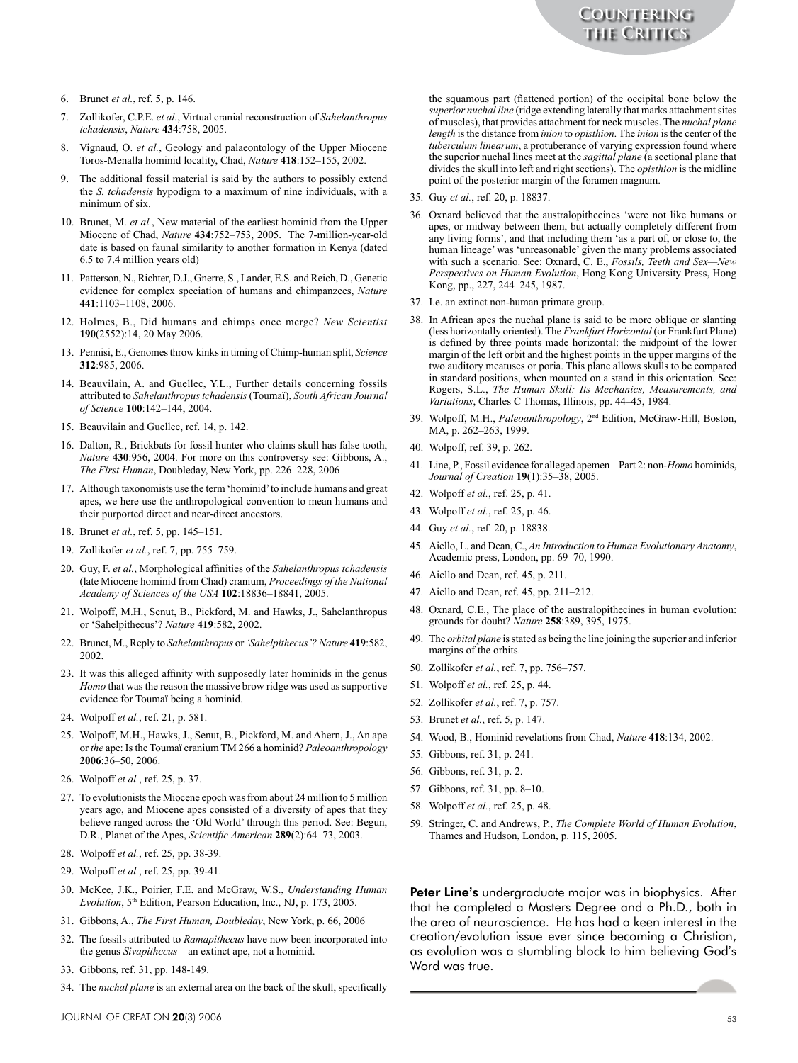6. Brunet *et al.*, ref. 5, p. 146.
7. Zollikofer, C.P.E. *et al.*, Virtual cranial reconstruction of *Sahelanthropus tchadensis*, *Nature* **434**:758, 2005.
8. Vignaud, O. *et al.*, Geology and palaeontology of the Upper Miocene Toros-Menalla hominid locality, Chad, *Nature* **418**:152–155, 2002.
9. The additional fossil material is said by the authors to possibly extend the *S. tchadensis* hypodigm to a maximum of nine individuals, with a minimum of six.
10. Brunet, M. *et al.*, New material of the earliest hominid from the Upper Miocene of Chad, *Nature* **434**:752–753, 2005. The 7-million-year-old date is based on faunal similarity to another formation in Kenya (dated 6.5 to 7.4 million years old)
11. Patterson, N., Richter, D.J., Gnerre, S., Lander, E.S. and Reich, D., Genetic evidence for complex speciation of humans and chimpanzees, *Nature* **441**:1103–1108, 2006.
12. Holmes, B., Did humans and chimps once merge? *New Scientist* **190**(2552):14, 20 May 2006.
13. Pennisi, E., Genomes throw kinks in timing of Chimp-human split, *Science* **312**:985, 2006.
14. Beauvilain, A. and Guellec, Y.L., Further details concerning fossils attributed to *Sahelanthropus tchadensis* (Toumaï), *South African Journal of Science* **100**:142–144, 2004.
15. Beauvilain and Guellec, ref. 14, p. 142.
16. Dalton, R., Brickbats for fossil hunter who claims skull has false tooth, *Nature* **430**:956, 2004. For more on this controversy see: Gibbons, A., *The First Human*, Doubleday, New York, pp. 226–228, 2006
17. Although taxonomists use the term 'hominid' to include humans and great apes, we here use the anthropological convention to mean humans and their purported direct and near-direct ancestors.
18. Brunet *et al.*, ref. 5, pp. 145–151.
19. Zollikofer *et al.*, ref. 7, pp. 755–759.
20. Guy, F. *et al.*, Morphological affinities of the *Sahelanthropus tchadensis* (late Miocene hominid from Chad) cranium, *Proceedings of the National Academy of Sciences of the USA* **102**:18836–18841, 2005.
21. Wolpoff, M.H., Senut, B., Pickford, M. and Hawks, J., Sahelanthropus or 'Sahelpithecus'? *Nature* **419**:582, 2002.
22. Brunet, M., Reply to *Sahelanthropus* or *'Sahelpithecus'? Nature* **419**:582, 2002.
23. It was this alleged affinity with supposedly later hominids in the genus *Homo* that was the reason the massive brow ridge was used as supportive evidence for Toumaï being a hominid.
24. Wolpoff *et al.*, ref. 21, p. 581.
25. Wolpoff, M.H., Hawks, J., Senut, B., Pickford, M. and Ahern, J., An ape or *the* ape: Is the Toumaï cranium TM 266 a hominid? *Paleoanthropology* **2006**:36–50, 2006.
26. Wolpoff *et al.*, ref. 25, p. 37.
27. To evolutionists the Miocene epoch was from about 24 million to 5 million years ago, and Miocene apes consisted of a diversity of apes that they believe ranged across the 'Old World' through this period. See: Begun, D.R., Planet of the Apes, *Scientific American* **289**(2):64–73, 2003.
28. Wolpoff *et al.*, ref. 25, pp. 38-39.
29. Wolpoff *et al.*, ref. 25, pp. 39-41.
30. McKee, J.K., Poirier, F.E. and McGraw, W.S., *Understanding Human Evolution*, 5th Edition, Pearson Education, Inc., NJ, p. 173, 2005.
31. Gibbons, A., *The First Human, Doubleday*, New York, p. 66, 2006
32. The fossils attributed to *Ramapithecus* have now been incorporated into the genus *Sivapithecus*—an extinct ape, not a hominid.
33. Gibbons, ref. 31, pp. 148-149.
34. The *nuchal plane* is an external area on the back of the skull, specifically the squamous part (flattened portion) of the occipital bone below the *superior nuchal line* (ridge extending laterally that marks attachment sites of muscles), that provides attachment for neck muscles. The *nuchal plane length* is the distance from *inion* to *opisthion*. The *inion* is the center of the *tuberculum linearum*, a protuberance of varying expression found where the superior nuchal lines meet at the *sagittal plane* (a sectional plane that divides the skull into left and right sections). The *opisthion* is the midline point of the posterior margin of the foramen magnum.
35. Guy *et al.*, ref. 20, p. 18837.
36. Oxnard believed that the australopithecines 'were not like humans or apes, or midway between them, but actually completely different from any living forms', and that including them 'as a part of, or close to, the human lineage' was 'unreasonable' given the many problems associated with such a scenario. See: Oxnard, C. E., *Fossils, Teeth and Sex—New Perspectives on Human Evolution*, Hong Kong University Press, Hong Kong, pp., 227, 244–245, 1987.
37. I.e. an extinct non-human primate group.
38. In African apes the nuchal plane is said to be more oblique or slanting (less horizontally oriented). The *Frankfurt Horizontal* (or Frankfurt Plane) is defined by three points made horizontal: the midpoint of the lower margin of the left orbit and the highest points in the upper margins of the two auditory meatuses or poria. This plane allows skulls to be compared in standard positions, when mounted on a stand in this orientation. See: Rogers, S.L., *The Human Skull: Its Mechanics, Measurements, and Variations*, Charles C Thomas, Illinois, pp. 44–45, 1984.
39. Wolpoff, M.H., *Paleoanthropology*, 2nd Edition, McGraw-Hill, Boston, MA, p. 262–263, 1999.
40. Wolpoff, ref. 39, p. 262.
41. Line, P., Fossil evidence for alleged apemen – Part 2: non-*Homo* hominids, *Journal of Creation* **19**(1):35–38, 2005.
42. Wolpoff *et al.*, ref. 25, p. 41.
43. Wolpoff *et al.*, ref. 25, p. 46.
44. Guy *et al.*, ref. 20, p. 18838.
45. Aiello, L. and Dean, C., *An Introduction to Human Evolutionary Anatomy*, Academic press, London, pp. 69–70, 1990.
46. Aiello and Dean, ref. 45, p. 211.
47. Aiello and Dean, ref. 45, pp. 211–212.
48. Oxnard, C.E., The place of the australopithecines in human evolution: grounds for doubt? *Nature* **258**:389, 395, 1975.
49. The *orbital plane* is stated as being the line joining the superior and inferior margins of the orbits.
50. Zollikofer *et al.*, ref. 7, pp. 756–757.
51. Wolpoff *et al.*, ref. 25, p. 44.
52. Zollikofer *et al.*, ref. 7, p. 757.
53. Brunet *et al.*, ref. 5, p. 147.
54. Wood, B., Hominid revelations from Chad, *Nature* **418**:134, 2002.
55. Gibbons, ref. 31, p. 241.
56. Gibbons, ref. 31, p. 2.
57. Gibbons, ref. 31, pp. 8–10.
58. Wolpoff *et al.*, ref. 25, p. 48.
59. Stringer, C. and Andrews, P., *The Complete World of Human Evolution*, Thames and Hudson, London, p. 115, 2005.

---

**Peter Line's** undergraduate major was in biophysics. After that he completed a Masters Degree and a Ph.D., both in the area of neuroscience. He has had a keen interest in the creation/evolution issue ever since becoming a Christian, as evolution was a stumbling block to him believing God's Word was true.